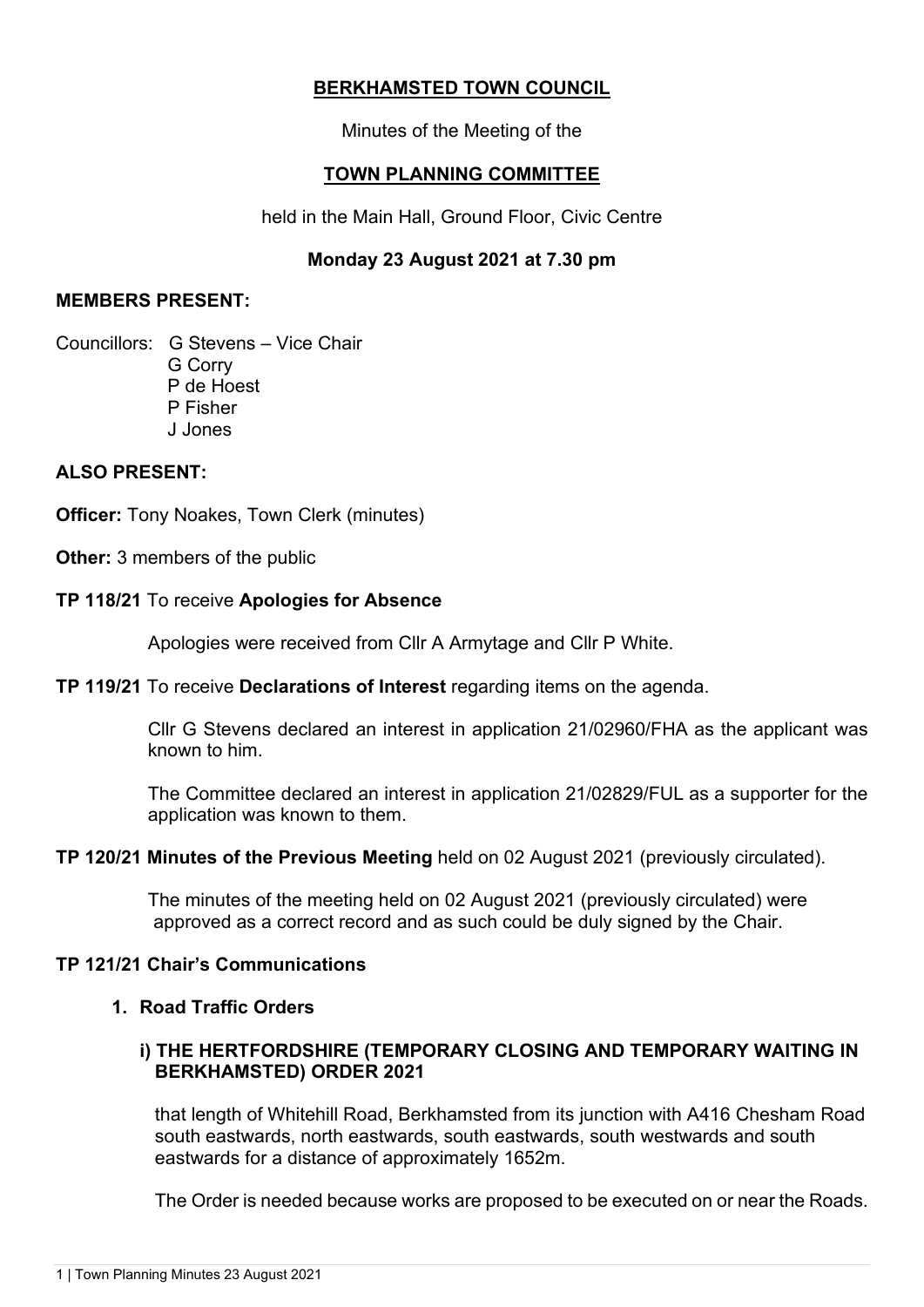# BERKHAMSTED TOWN COUNCIL

Minutes of the Meeting of the

## TOWN PLANNING COMMITTEE

held in the Main Hall, Ground Floor, Civic Centre

**Monday 23 August 2021 at 7.30 pm**

**MEMBERS PRESENT:**

Councillors: G Stevens – Vice Chair
G Corry
P de Hoest
P Fisher
J Jones

**ALSO PRESENT:**

**Officer:** Tony Noakes, Town Clerk (minutes)

**Other:** 3 members of the public

**TP 118/21** To receive **Apologies for Absence**

Apologies were received from Cllr A Armytage and Cllr P White.

**TP 119/21** To receive **Declarations of Interest** regarding items on the agenda.

Cllr G Stevens declared an interest in application 21/02960/FHA as the applicant was known to him.

The Committee declared an interest in application 21/02829/FUL as a supporter for the application was known to them.

**TP 120/21 Minutes of the Previous Meeting** held on 02 August 2021 (previously circulated).

The minutes of the meeting held on 02 August 2021 (previously circulated) were approved as a correct record and as such could be duly signed by the Chair.

**TP 121/21 Chair's Communications**

**1. Road Traffic Orders**

**i) THE HERTFORDSHIRE (TEMPORARY CLOSING AND TEMPORARY WAITING IN BERKHAMSTED) ORDER 2021**

that length of Whitehill Road, Berkhamsted from its junction with A416 Chesham Road south eastwards, north eastwards, south eastwards, south westwards and south eastwards for a distance of approximately 1652m.

The Order is needed because works are proposed to be executed on or near the Roads.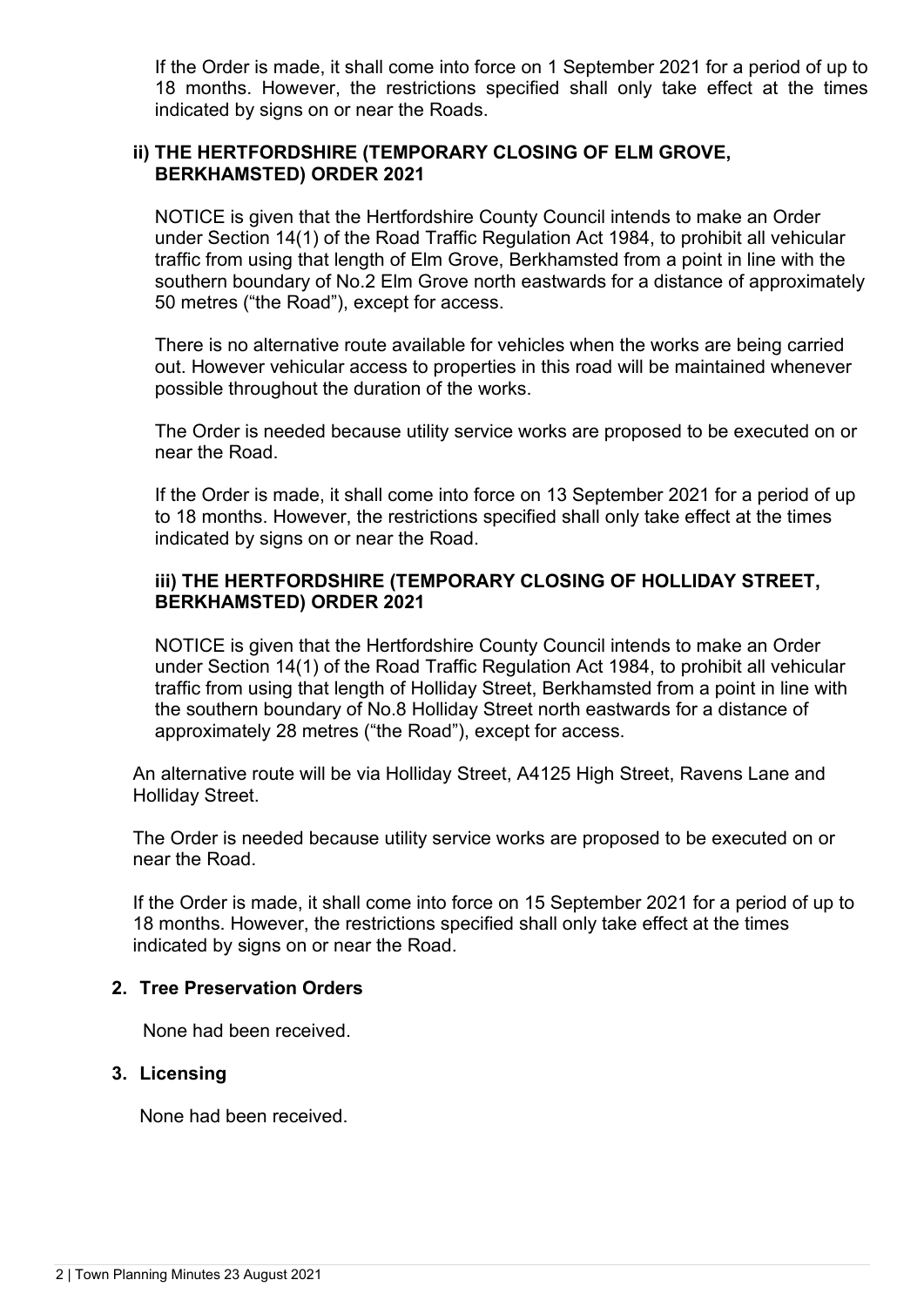If the Order is made, it shall come into force on 1 September 2021 for a period of up to 18 months. However, the restrictions specified shall only take effect at the times indicated by signs on or near the Roads.

**ii) THE HERTFORDSHIRE (TEMPORARY CLOSING OF ELM GROVE, BERKHAMSTED) ORDER 2021**

NOTICE is given that the Hertfordshire County Council intends to make an Order under Section 14(1) of the Road Traffic Regulation Act 1984, to prohibit all vehicular traffic from using that length of Elm Grove, Berkhamsted from a point in line with the southern boundary of No.2 Elm Grove north eastwards for a distance of approximately 50 metres ("the Road"), except for access.

There is no alternative route available for vehicles when the works are being carried out. However vehicular access to properties in this road will be maintained whenever possible throughout the duration of the works.

The Order is needed because utility service works are proposed to be executed on or near the Road.

If the Order is made, it shall come into force on 13 September 2021 for a period of up to 18 months. However, the restrictions specified shall only take effect at the times indicated by signs on or near the Road.

**iii) THE HERTFORDSHIRE (TEMPORARY CLOSING OF HOLLIDAY STREET, BERKHAMSTED) ORDER 2021**

NOTICE is given that the Hertfordshire County Council intends to make an Order under Section 14(1) of the Road Traffic Regulation Act 1984, to prohibit all vehicular traffic from using that length of Holliday Street, Berkhamsted from a point in line with the southern boundary of No.8 Holliday Street north eastwards for a distance of approximately 28 metres ("the Road"), except for access.

An alternative route will be via Holliday Street, A4125 High Street, Ravens Lane and Holliday Street.

The Order is needed because utility service works are proposed to be executed on or near the Road.

If the Order is made, it shall come into force on 15 September 2021 for a period of up to 18 months. However, the restrictions specified shall only take effect at the times indicated by signs on or near the Road.

## 2. Tree Preservation Orders

None had been received.

## 3. Licensing

None had been received.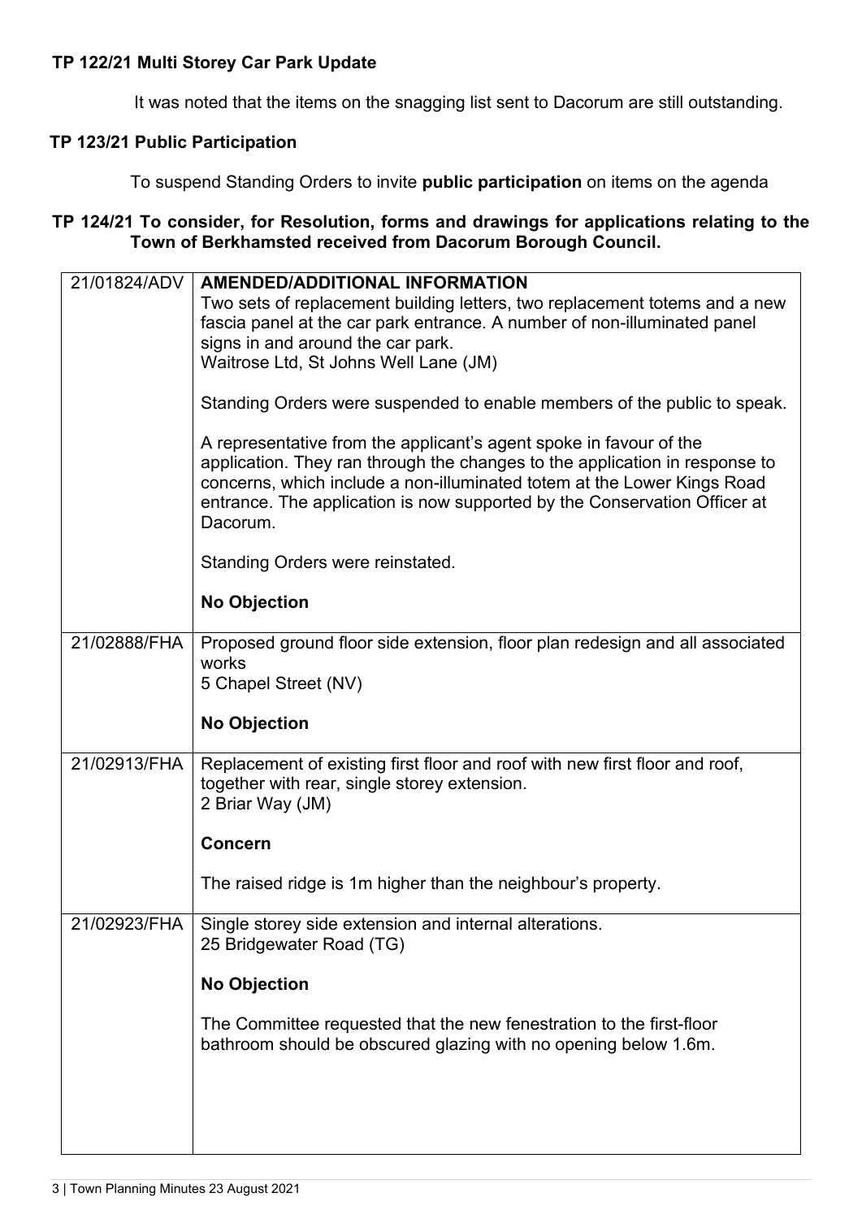**TP 122/21 Multi Storey Car Park Update**

It was noted that the items on the snagging list sent to Dacorum are still outstanding.

**TP 123/21 Public Participation**

To suspend Standing Orders to invite **public participation** on items on the agenda

**TP 124/21 To consider, for Resolution, forms and drawings for applications relating to the Town of Berkhamsted received from Dacorum Borough Council.**

| | |
|---|---|
| 21/01824/ADV | **AMENDED/ADDITIONAL INFORMATION**<br>Two sets of replacement building letters, two replacement totems and a new fascia panel at the car park entrance. A number of non-illuminated panel signs in and around the car park.<br>Waitrose Ltd, St Johns Well Lane (JM)<br><br>Standing Orders were suspended to enable members of the public to speak.<br><br>A representative from the applicant's agent spoke in favour of the application. They ran through the changes to the application in response to concerns, which include a non-illuminated totem at the Lower Kings Road entrance. The application is now supported by the Conservation Officer at Dacorum.<br><br>Standing Orders were reinstated.<br><br>**No Objection** |
| 21/02888/FHA | Proposed ground floor side extension, floor plan redesign and all associated works<br>5 Chapel Street (NV)<br><br>**No Objection** |
| 21/02913/FHA | Replacement of existing first floor and roof with new first floor and roof, together with rear, single storey extension.<br>2 Briar Way (JM)<br><br>**Concern**<br><br>The raised ridge is 1m higher than the neighbour's property. |
| 21/02923/FHA | Single storey side extension and internal alterations.<br>25 Bridgewater Road (TG)<br><br>**No Objection**<br><br>The Committee requested that the new fenestration to the first-floor bathroom should be obscured glazing with no opening below 1.6m. |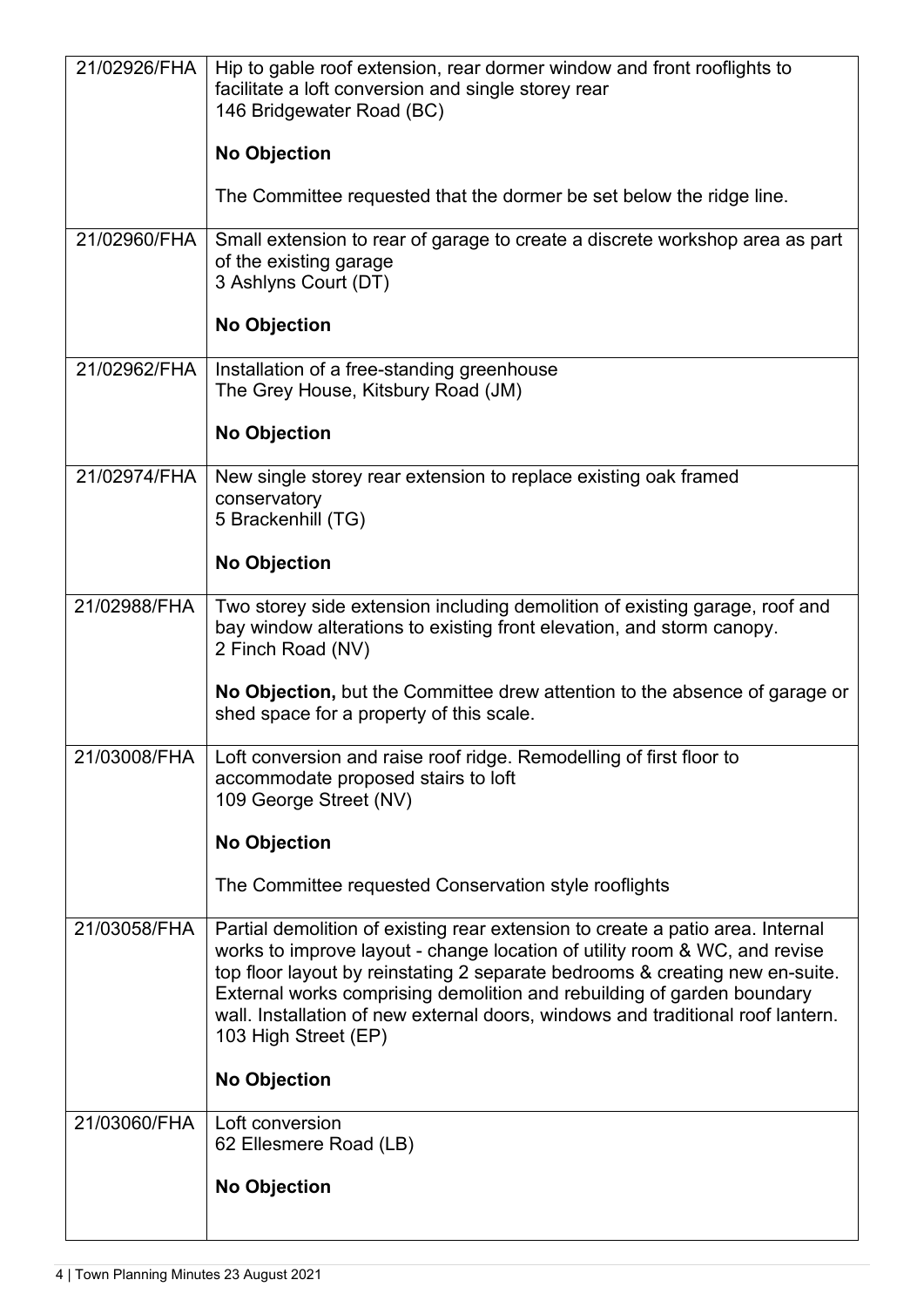| | |
|---|---|
| 21/02926/FHA | Hip to gable roof extension, rear dormer window and front rooflights to facilitate a loft conversion and single storey rear<br>146 Bridgewater Road (BC)<br><br>**No Objection**<br><br>The Committee requested that the dormer be set below the ridge line. |
| 21/02960/FHA | Small extension to rear of garage to create a discrete workshop area as part of the existing garage<br>3 Ashlyns Court (DT)<br><br>**No Objection** |
| 21/02962/FHA | Installation of a free-standing greenhouse<br>The Grey House, Kitsbury Road (JM)<br><br>**No Objection** |
| 21/02974/FHA | New single storey rear extension to replace existing oak framed conservatory<br>5 Brackenhill (TG)<br><br>**No Objection** |
| 21/02988/FHA | Two storey side extension including demolition of existing garage, roof and bay window alterations to existing front elevation, and storm canopy.<br>2 Finch Road (NV)<br><br>**No Objection,** but the Committee drew attention to the absence of garage or shed space for a property of this scale. |
| 21/03008/FHA | Loft conversion and raise roof ridge. Remodelling of first floor to accommodate proposed stairs to loft<br>109 George Street (NV)<br><br>**No Objection**<br><br>The Committee requested Conservation style rooflights |
| 21/03058/FHA | Partial demolition of existing rear extension to create a patio area. Internal works to improve layout - change location of utility room & WC, and revise top floor layout by reinstating 2 separate bedrooms & creating new en-suite. External works comprising demolition and rebuilding of garden boundary wall. Installation of new external doors, windows and traditional roof lantern.<br>103 High Street (EP)<br><br>**No Objection** |
| 21/03060/FHA | Loft conversion<br>62 Ellesmere Road (LB)<br><br>**No Objection** |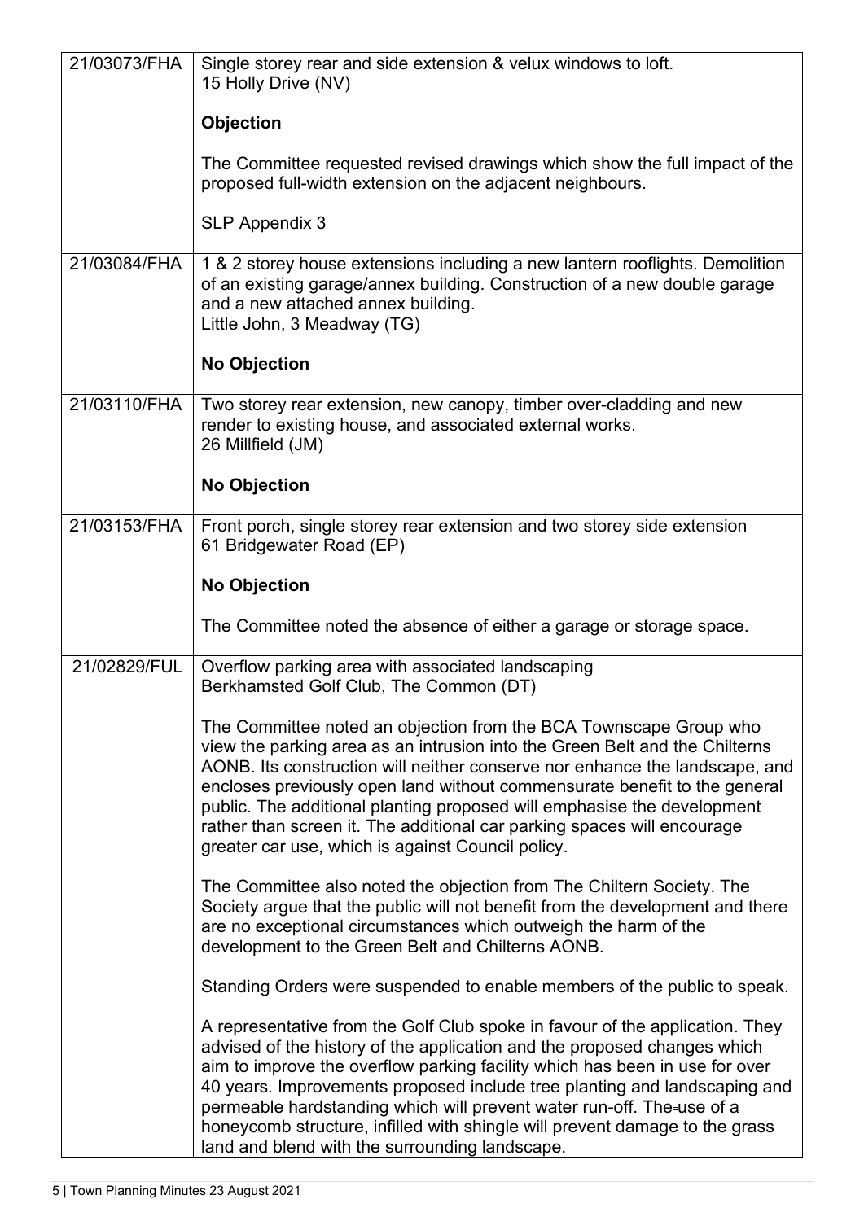| | |
|---|---|
| 21/03073/FHA | Single storey rear and side extension & velux windows to loft.<br>15 Holly Drive (NV)<br><br>**Objection**<br><br>The Committee requested revised drawings which show the full impact of the proposed full-width extension on the adjacent neighbours.<br><br>SLP Appendix 3 |
| 21/03084/FHA | 1 & 2 storey house extensions including a new lantern rooflights. Demolition of an existing garage/annex building. Construction of a new double garage and a new attached annex building.<br>Little John, 3 Meadway (TG)<br><br>**No Objection** |
| 21/03110/FHA | Two storey rear extension, new canopy, timber over-cladding and new render to existing house, and associated external works.<br>26 Millfield (JM)<br><br>**No Objection** |
| 21/03153/FHA | Front porch, single storey rear extension and two storey side extension<br>61 Bridgewater Road (EP)<br><br>**No Objection**<br><br>The Committee noted the absence of either a garage or storage space. |
| 21/02829/FUL | Overflow parking area with associated landscaping<br>Berkhamsted Golf Club, The Common (DT)<br><br>The Committee noted an objection from the BCA Townscape Group who view the parking area as an intrusion into the Green Belt and the Chilterns AONB. Its construction will neither conserve nor enhance the landscape, and encloses previously open land without commensurate benefit to the general public. The additional planting proposed will emphasise the development rather than screen it. The additional car parking spaces will encourage greater car use, which is against Council policy.<br><br>The Committee also noted the objection from The Chiltern Society. The Society argue that the public will not benefit from the development and there are no exceptional circumstances which outweigh the harm of the development to the Green Belt and Chilterns AONB.<br><br>Standing Orders were suspended to enable members of the public to speak.<br><br>A representative from the Golf Club spoke in favour of the application. They advised of the history of the application and the proposed changes which aim to improve the overflow parking facility which has been in use for over 40 years. Improvements proposed include tree planting and landscaping and permeable hardstanding which will prevent water run-off. The use of a honeycomb structure, infilled with shingle will prevent damage to the grass land and blend with the surrounding landscape. |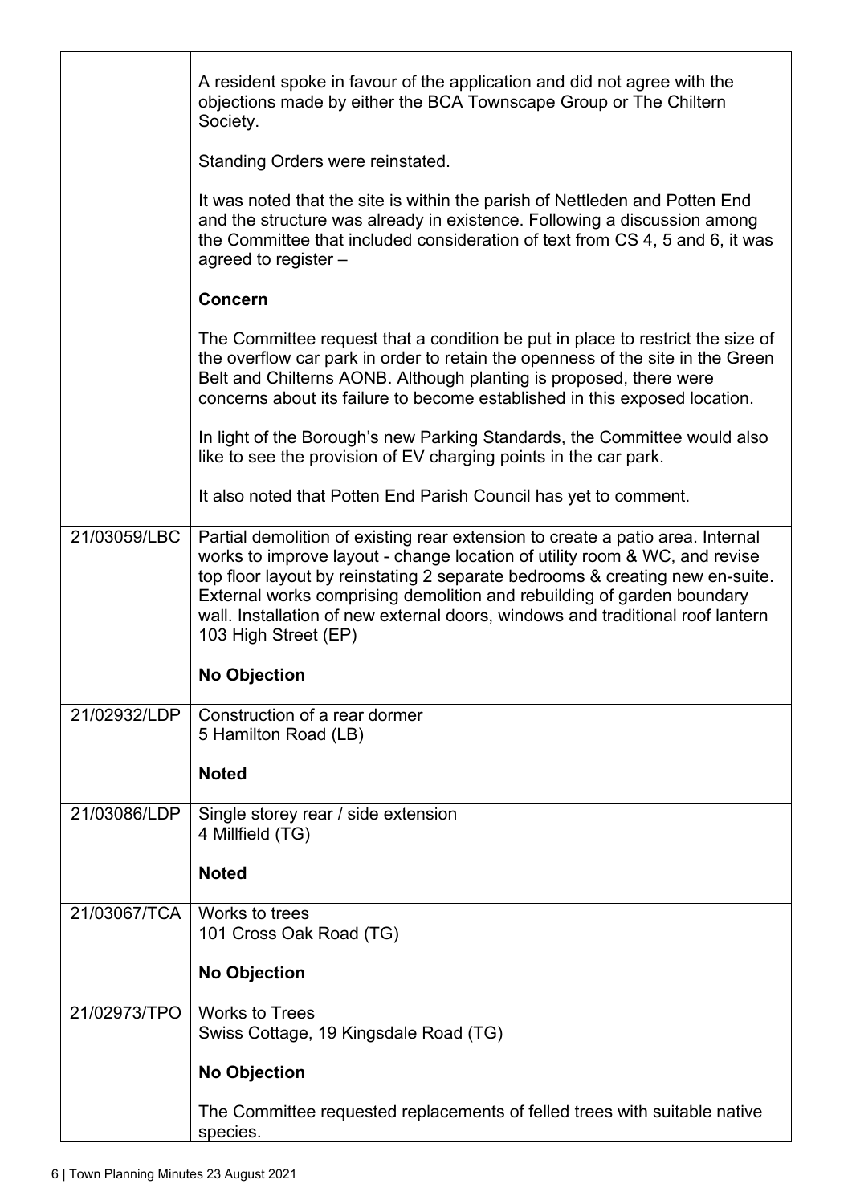| | |
|---|---|
| | A resident spoke in favour of the application and did not agree with the objections made by either the BCA Townscape Group or The Chiltern Society.<br><br>Standing Orders were reinstated.<br><br>It was noted that the site is within the parish of Nettleden and Potten End and the structure was already in existence. Following a discussion among the Committee that included consideration of text from CS 4, 5 and 6, it was agreed to register –<br><br>**Concern**<br><br>The Committee request that a condition be put in place to restrict the size of the overflow car park in order to retain the openness of the site in the Green Belt and Chilterns AONB. Although planting is proposed, there were concerns about its failure to become established in this exposed location.<br><br>In light of the Borough's new Parking Standards, the Committee would also like to see the provision of EV charging points in the car park.<br><br>It also noted that Potten End Parish Council has yet to comment. |
| 21/03059/LBC | Partial demolition of existing rear extension to create a patio area. Internal works to improve layout - change location of utility room & WC, and revise top floor layout by reinstating 2 separate bedrooms & creating new en-suite. External works comprising demolition and rebuilding of garden boundary wall. Installation of new external doors, windows and traditional roof lantern<br>103 High Street (EP)<br><br>**No Objection** |
| 21/02932/LDP | Construction of a rear dormer<br>5 Hamilton Road (LB)<br><br>**Noted** |
| 21/03086/LDP | Single storey rear / side extension<br>4 Millfield (TG)<br><br>**Noted** |
| 21/03067/TCA | Works to trees<br>101 Cross Oak Road (TG)<br><br>**No Objection** |
| 21/02973/TPO | Works to Trees<br>Swiss Cottage, 19 Kingsdale Road (TG)<br><br>**No Objection**<br><br>The Committee requested replacements of felled trees with suitable native species. |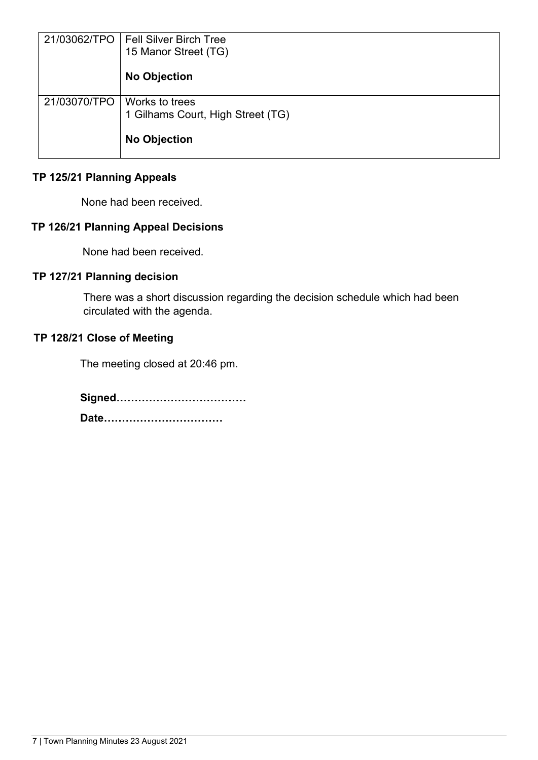| | |
|---|---|
| 21/03062/TPO | Fell Silver Birch Tree<br>15 Manor Street (TG)<br><br>**No Objection** |
| 21/03070/TPO | Works to trees<br>1 Gilhams Court, High Street (TG)<br><br>**No Objection** |

**TP 125/21 Planning Appeals**

None had been received.

**TP 126/21 Planning Appeal Decisions**

None had been received.

**TP 127/21 Planning decision**

There was a short discussion regarding the decision schedule which had been circulated with the agenda.

**TP 128/21 Close of Meeting**

The meeting closed at 20:46 pm.

**Signed………………………………**

**Date……………………………**